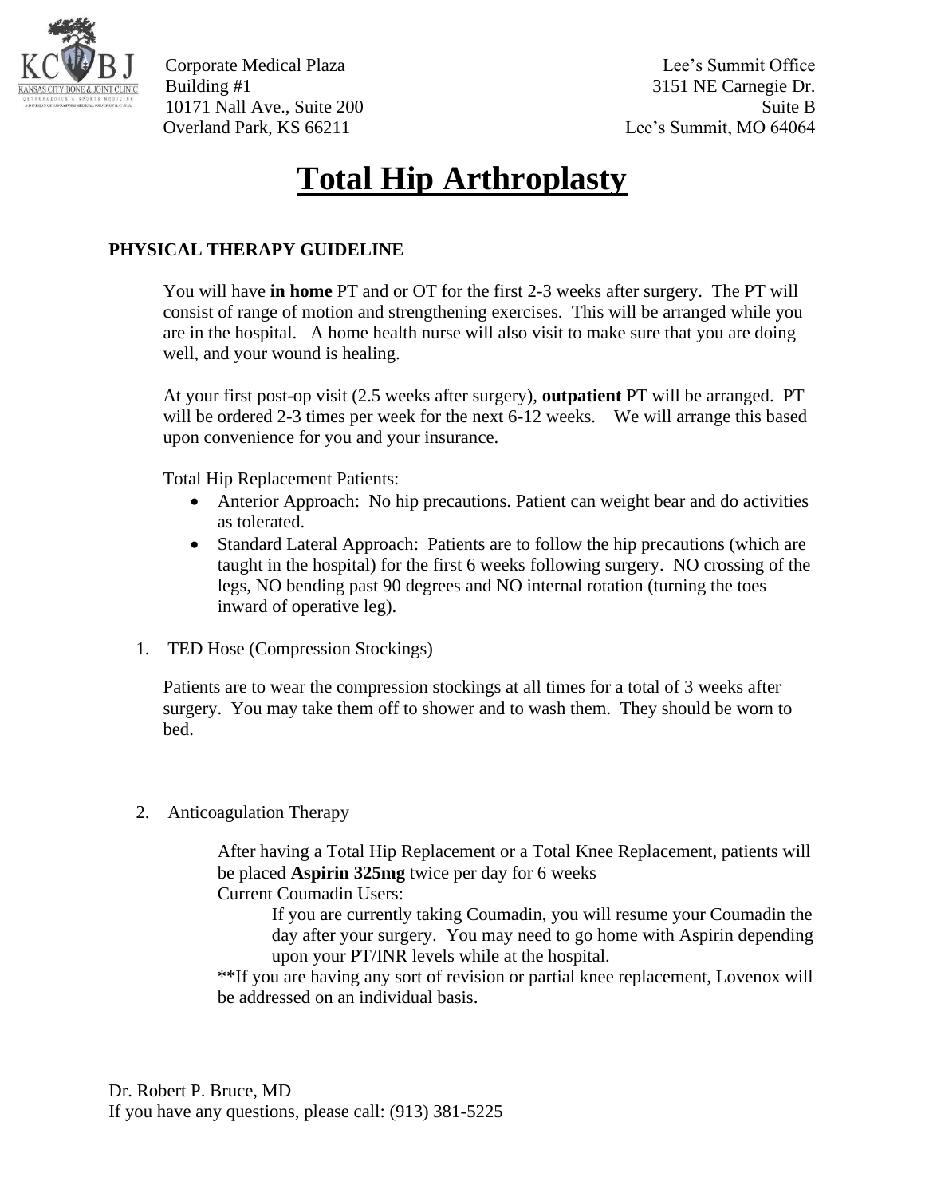Corporate Medical Plaza
Building #1
10171 Nall Ave., Suite 200
Overland Park, KS 66211

Lee's Summit Office
3151 NE Carnegie Dr.
Suite B
Lee's Summit, MO 64064

# Total Hip Arthroplasty

**PHYSICAL THERAPY GUIDELINE**

You will have **in home** PT and or OT for the first 2-3 weeks after surgery. The PT will consist of range of motion and strengthening exercises. This will be arranged while you are in the hospital. A home health nurse will also visit to make sure that you are doing well, and your wound is healing.

At your first post-op visit (2.5 weeks after surgery), **outpatient** PT will be arranged. PT will be ordered 2-3 times per week for the next 6-12 weeks. We will arrange this based upon convenience for you and your insurance.

Total Hip Replacement Patients:

- Anterior Approach: No hip precautions. Patient can weight bear and do activities as tolerated.
- Standard Lateral Approach: Patients are to follow the hip precautions (which are taught in the hospital) for the first 6 weeks following surgery. NO crossing of the legs, NO bending past 90 degrees and NO internal rotation (turning the toes inward of operative leg).

1. TED Hose (Compression Stockings)

   Patients are to wear the compression stockings at all times for a total of 3 weeks after surgery. You may take them off to shower and to wash them. They should be worn to bed.

2. Anticoagulation Therapy

   After having a Total Hip Replacement or a Total Knee Replacement, patients will be placed **Aspirin 325mg** twice per day for 6 weeks
   Current Coumadin Users:
   If you are currently taking Coumadin, you will resume your Coumadin the day after your surgery. You may need to go home with Aspirin depending upon your PT/INR levels while at the hospital.
   **If you are having any sort of revision or partial knee replacement, Lovenox will be addressed on an individual basis.

Dr. Robert P. Bruce, MD
If you have any questions, please call: (913) 381-5225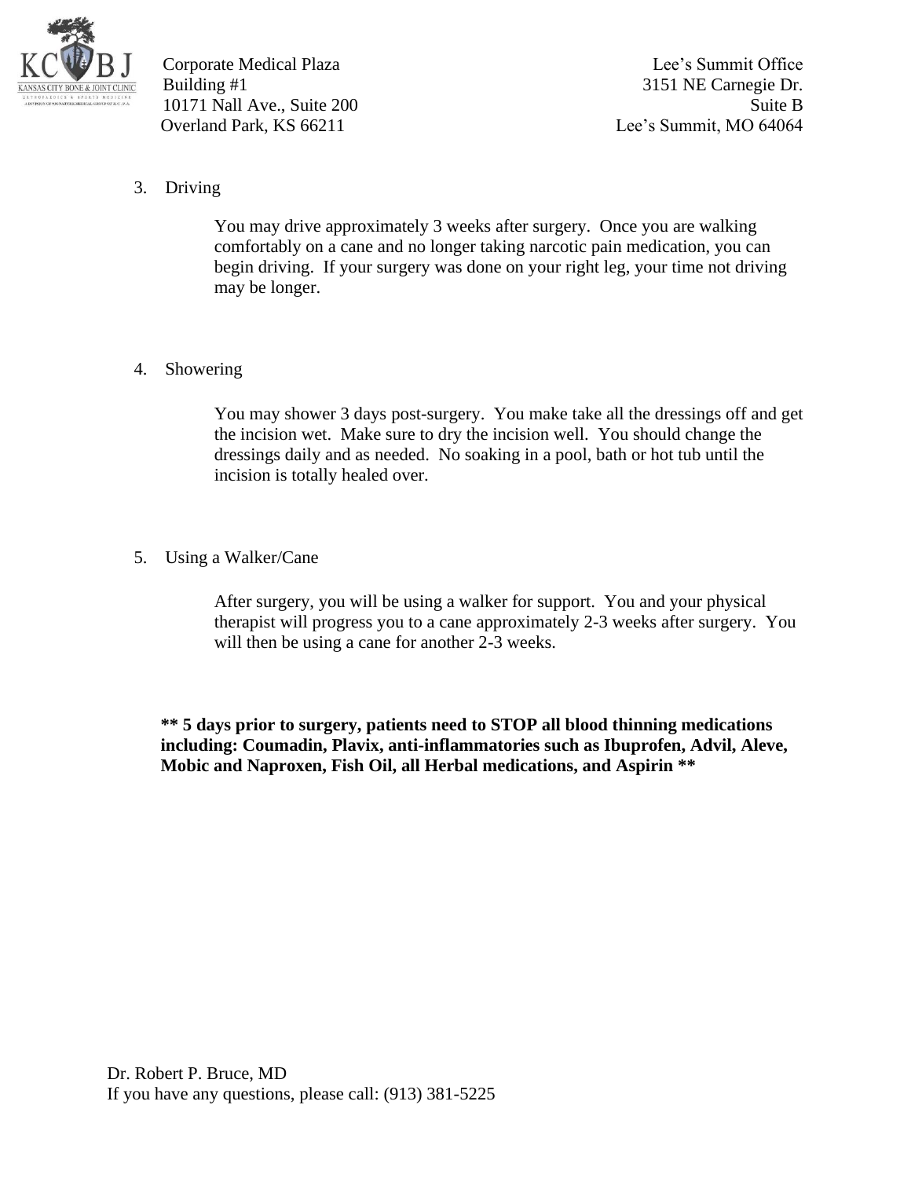Corporate Medical Plaza
Building #1
10171 Nall Ave., Suite 200
Overland Park, KS 66211

Lee's Summit Office
3151 NE Carnegie Dr.
Suite B
Lee's Summit, MO 64064

3. Driving

   You may drive approximately 3 weeks after surgery. Once you are walking comfortably on a cane and no longer taking narcotic pain medication, you can begin driving. If your surgery was done on your right leg, your time not driving may be longer.

4. Showering

   You may shower 3 days post-surgery. You make take all the dressings off and get the incision wet. Make sure to dry the incision well. You should change the dressings daily and as needed. No soaking in a pool, bath or hot tub until the incision is totally healed over.

5. Using a Walker/Cane

   After surgery, you will be using a walker for support. You and your physical therapist will progress you to a cane approximately 2-3 weeks after surgery. You will then be using a cane for another 2-3 weeks.

**** 5 days prior to surgery, patients need to STOP all blood thinning medications including: Coumadin, Plavix, anti-inflammatories such as Ibuprofen, Advil, Aleve, Mobic and Naproxen, Fish Oil, all Herbal medications, and Aspirin ****

Dr. Robert P. Bruce, MD
If you have any questions, please call: (913) 381-5225